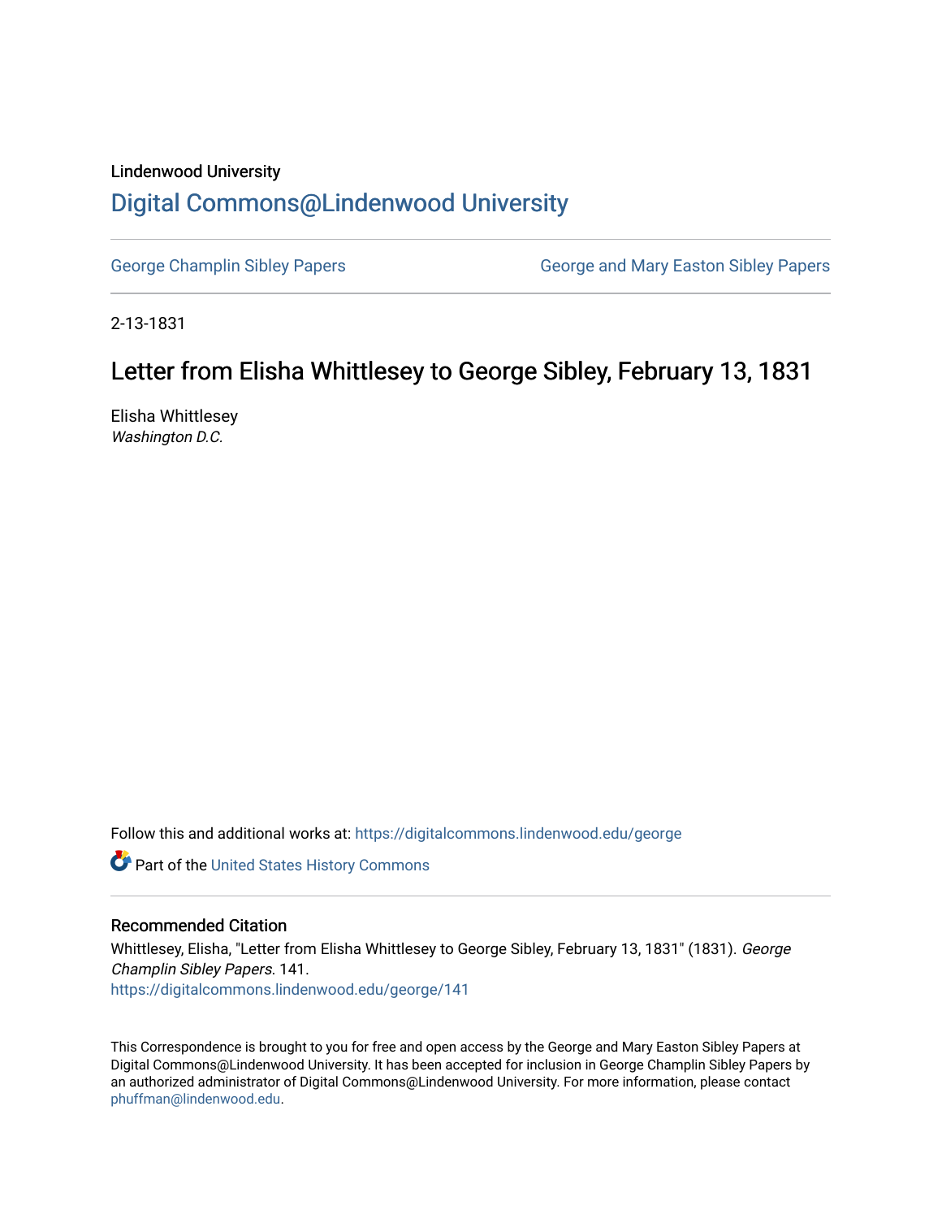Lindenwood University

# Digital Commons@Lindenwood University

George Champlin Sibley Papers

George and Mary Easton Sibley Papers

2-13-1831

## Letter from Elisha Whittlesey to George Sibley, February 13, 1831

Elisha Whittlesey

*Washington D.C.*

Follow this and additional works at: https://digitalcommons.lindenwood.edu/george

Part of the United States History Commons

### Recommended Citation

Whittlesey, Elisha, "Letter from Elisha Whittlesey to George Sibley, February 13, 1831" (1831). *George Champlin Sibley Papers*. 141.
https://digitalcommons.lindenwood.edu/george/141

This Correspondence is brought to you for free and open access by the George and Mary Easton Sibley Papers at Digital Commons@Lindenwood University. It has been accepted for inclusion in George Champlin Sibley Papers by an authorized administrator of Digital Commons@Lindenwood University. For more information, please contact phuffman@lindenwood.edu.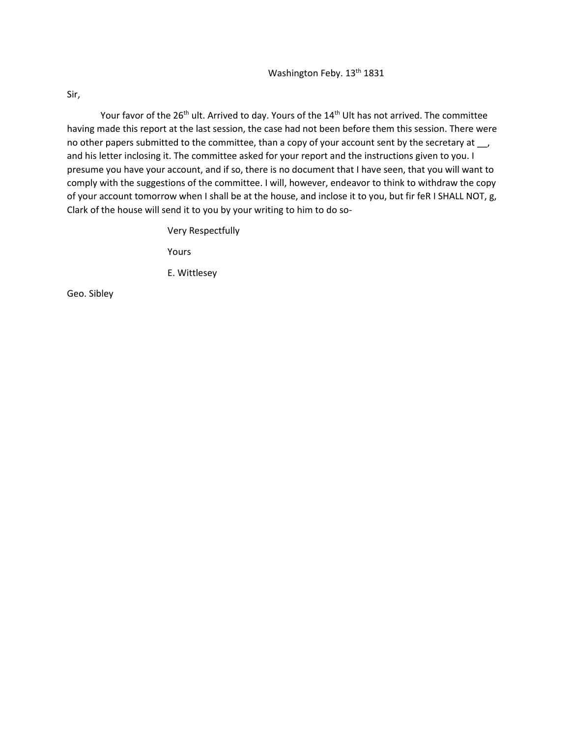Washington Feby. 13th 1831

Sir,

Your favor of the 26th ult. Arrived to day. Yours of the 14th Ult has not arrived. The committee having made this report at the last session, the case had not been before them this session. There were no other papers submitted to the committee, than a copy of your account sent by the secretary at __, and his letter inclosing it. The committee asked for your report and the instructions given to you. I presume you have your account, and if so, there is no document that I have seen, that you will want to comply with the suggestions of the committee. I will, however, endeavor to think to withdraw the copy of your account tomorrow when I shall be at the house, and inclose it to you, but fir feR I SHALL NOT, g, Clark of the house will send it to you by your writing to him to do so-

Very Respectfully

Yours

E. Wittlesey

Geo. Sibley